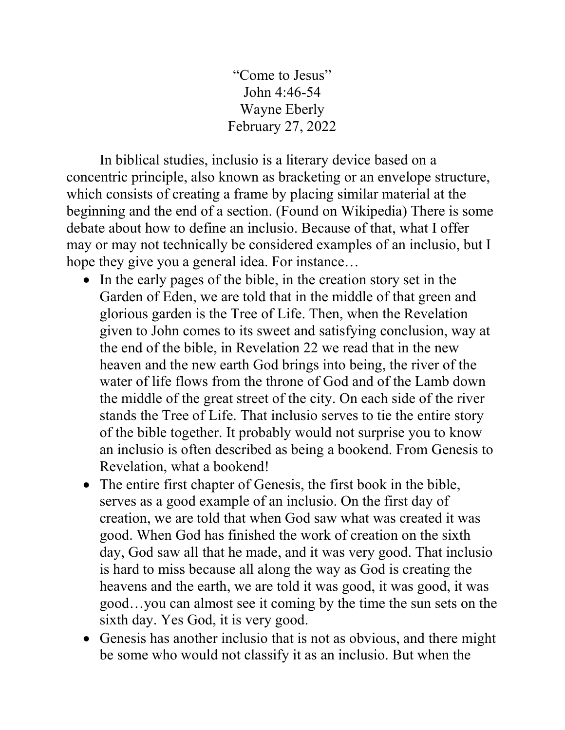“Come to Jesus”
John 4:46-54
Wayne Eberly
February 27, 2022

In biblical studies, inclusio is a literary device based on a concentric principle, also known as bracketing or an envelope structure, which consists of creating a frame by placing similar material at the beginning and the end of a section. (Found on Wikipedia) There is some debate about how to define an inclusio. Because of that, what I offer may or may not technically be considered examples of an inclusio, but I hope they give you a general idea. For instance…

- In the early pages of the bible, in the creation story set in the Garden of Eden, we are told that in the middle of that green and glorious garden is the Tree of Life. Then, when the Revelation given to John comes to its sweet and satisfying conclusion, way at the end of the bible, in Revelation 22 we read that in the new heaven and the new earth God brings into being, the river of the water of life flows from the throne of God and of the Lamb down the middle of the great street of the city. On each side of the river stands the Tree of Life. That inclusio serves to tie the entire story of the bible together. It probably would not surprise you to know an inclusio is often described as being a bookend. From Genesis to Revelation, what a bookend!
- The entire first chapter of Genesis, the first book in the bible, serves as a good example of an inclusio. On the first day of creation, we are told that when God saw what was created it was good. When God has finished the work of creation on the sixth day, God saw all that he made, and it was very good. That inclusio is hard to miss because all along the way as God is creating the heavens and the earth, we are told it was good, it was good, it was good…you can almost see it coming by the time the sun sets on the sixth day. Yes God, it is very good.
- Genesis has another inclusio that is not as obvious, and there might be some who would not classify it as an inclusio. But when the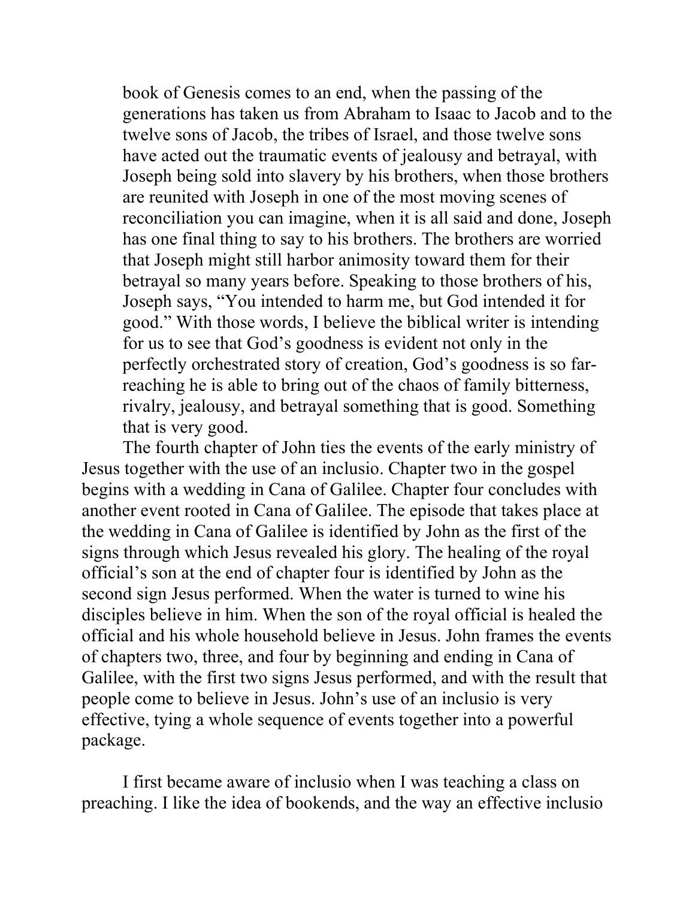book of Genesis comes to an end, when the passing of the generations has taken us from Abraham to Isaac to Jacob and to the twelve sons of Jacob, the tribes of Israel, and those twelve sons have acted out the traumatic events of jealousy and betrayal, with Joseph being sold into slavery by his brothers, when those brothers are reunited with Joseph in one of the most moving scenes of reconciliation you can imagine, when it is all said and done, Joseph has one final thing to say to his brothers. The brothers are worried that Joseph might still harbor animosity toward them for their betrayal so many years before. Speaking to those brothers of his, Joseph says, "You intended to harm me, but God intended it for good." With those words, I believe the biblical writer is intending for us to see that God's goodness is evident not only in the perfectly orchestrated story of creation, God's goodness is so far-reaching he is able to bring out of the chaos of family bitterness, rivalry, jealousy, and betrayal something that is good. Something that is very good.

The fourth chapter of John ties the events of the early ministry of Jesus together with the use of an inclusio. Chapter two in the gospel begins with a wedding in Cana of Galilee. Chapter four concludes with another event rooted in Cana of Galilee. The episode that takes place at the wedding in Cana of Galilee is identified by John as the first of the signs through which Jesus revealed his glory. The healing of the royal official's son at the end of chapter four is identified by John as the second sign Jesus performed. When the water is turned to wine his disciples believe in him. When the son of the royal official is healed the official and his whole household believe in Jesus. John frames the events of chapters two, three, and four by beginning and ending in Cana of Galilee, with the first two signs Jesus performed, and with the result that people come to believe in Jesus. John's use of an inclusio is very effective, tying a whole sequence of events together into a powerful package.

I first became aware of inclusio when I was teaching a class on preaching. I like the idea of bookends, and the way an effective inclusio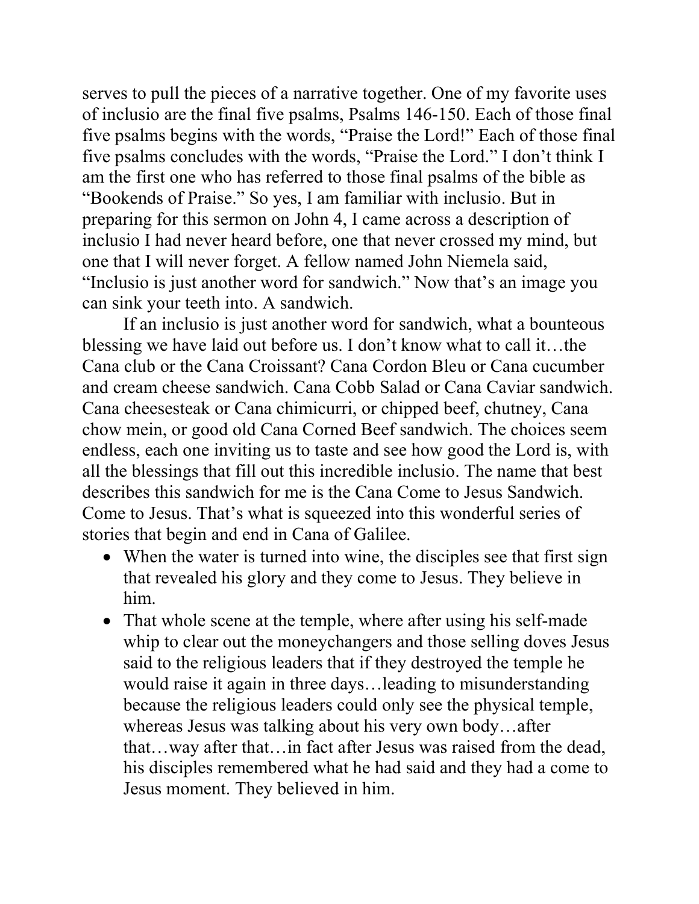serves to pull the pieces of a narrative together. One of my favorite uses of inclusio are the final five psalms, Psalms 146-150. Each of those final five psalms begins with the words, "Praise the Lord!" Each of those final five psalms concludes with the words, "Praise the Lord." I don't think I am the first one who has referred to those final psalms of the bible as "Bookends of Praise." So yes, I am familiar with inclusio. But in preparing for this sermon on John 4, I came across a description of inclusio I had never heard before, one that never crossed my mind, but one that I will never forget. A fellow named John Niemela said, "Inclusio is just another word for sandwich." Now that's an image you can sink your teeth into. A sandwich.

If an inclusio is just another word for sandwich, what a bounteous blessing we have laid out before us. I don't know what to call it…the Cana club or the Cana Croissant? Cana Cordon Bleu or Cana cucumber and cream cheese sandwich. Cana Cobb Salad or Cana Caviar sandwich. Cana cheesesteak or Cana chimicurri, or chipped beef, chutney, Cana chow mein, or good old Cana Corned Beef sandwich. The choices seem endless, each one inviting us to taste and see how good the Lord is, with all the blessings that fill out this incredible inclusio. The name that best describes this sandwich for me is the Cana Come to Jesus Sandwich. Come to Jesus. That's what is squeezed into this wonderful series of stories that begin and end in Cana of Galilee.

- When the water is turned into wine, the disciples see that first sign that revealed his glory and they come to Jesus. They believe in him.
- That whole scene at the temple, where after using his self-made whip to clear out the moneychangers and those selling doves Jesus said to the religious leaders that if they destroyed the temple he would raise it again in three days…leading to misunderstanding because the religious leaders could only see the physical temple, whereas Jesus was talking about his very own body…after that…way after that…in fact after Jesus was raised from the dead, his disciples remembered what he had said and they had a come to Jesus moment. They believed in him.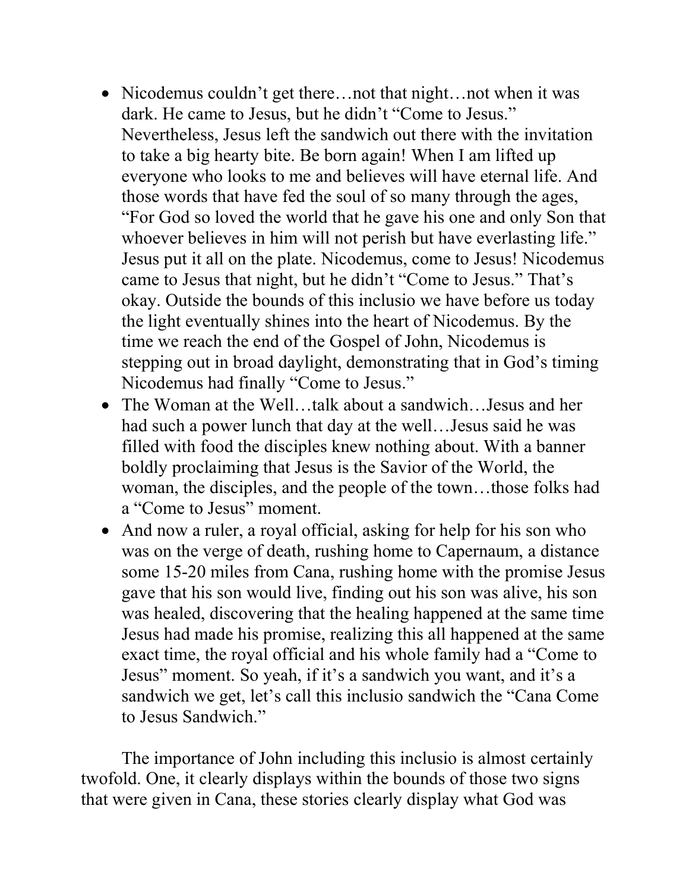- Nicodemus couldn't get there…not that night…not when it was dark. He came to Jesus, but he didn't "Come to Jesus." Nevertheless, Jesus left the sandwich out there with the invitation to take a big hearty bite. Be born again! When I am lifted up everyone who looks to me and believes will have eternal life. And those words that have fed the soul of so many through the ages, "For God so loved the world that he gave his one and only Son that whoever believes in him will not perish but have everlasting life." Jesus put it all on the plate. Nicodemus, come to Jesus! Nicodemus came to Jesus that night, but he didn't "Come to Jesus." That's okay. Outside the bounds of this inclusio we have before us today the light eventually shines into the heart of Nicodemus. By the time we reach the end of the Gospel of John, Nicodemus is stepping out in broad daylight, demonstrating that in God's timing Nicodemus had finally "Come to Jesus."
- The Woman at the Well…talk about a sandwich…Jesus and her had such a power lunch that day at the well…Jesus said he was filled with food the disciples knew nothing about. With a banner boldly proclaiming that Jesus is the Savior of the World, the woman, the disciples, and the people of the town…those folks had a "Come to Jesus" moment.
- And now a ruler, a royal official, asking for help for his son who was on the verge of death, rushing home to Capernaum, a distance some 15-20 miles from Cana, rushing home with the promise Jesus gave that his son would live, finding out his son was alive, his son was healed, discovering that the healing happened at the same time Jesus had made his promise, realizing this all happened at the same exact time, the royal official and his whole family had a "Come to Jesus" moment. So yeah, if it's a sandwich you want, and it's a sandwich we get, let's call this inclusio sandwich the "Cana Come to Jesus Sandwich."

The importance of John including this inclusio is almost certainly twofold. One, it clearly displays within the bounds of those two signs that were given in Cana, these stories clearly display what God was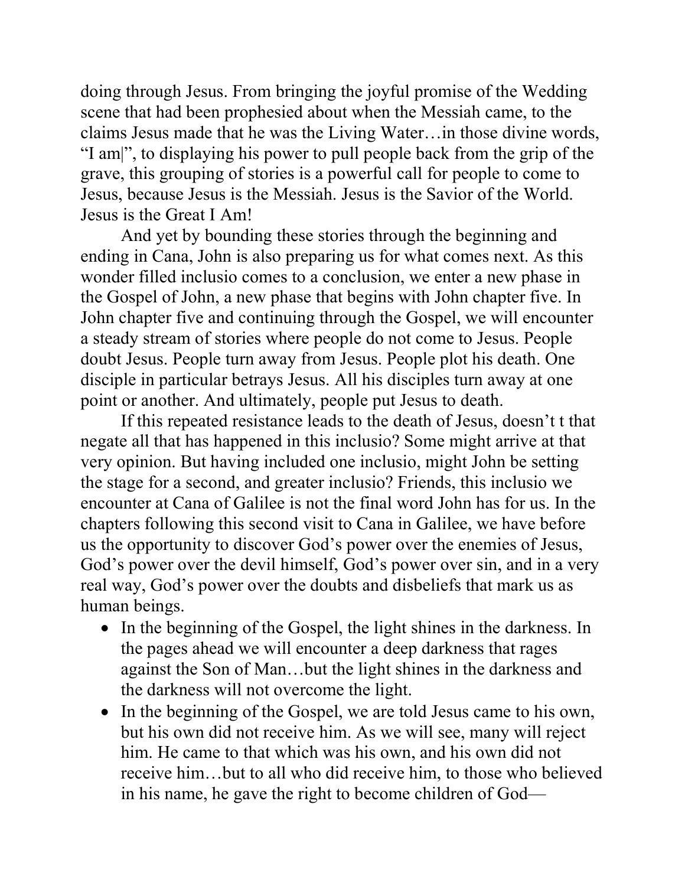doing through Jesus. From bringing the joyful promise of the Wedding scene that had been prophesied about when the Messiah came, to the claims Jesus made that he was the Living Water…in those divine words, "I am|", to displaying his power to pull people back from the grip of the grave, this grouping of stories is a powerful call for people to come to Jesus, because Jesus is the Messiah. Jesus is the Savior of the World. Jesus is the Great I Am!

And yet by bounding these stories through the beginning and ending in Cana, John is also preparing us for what comes next. As this wonder filled inclusio comes to a conclusion, we enter a new phase in the Gospel of John, a new phase that begins with John chapter five. In John chapter five and continuing through the Gospel, we will encounter a steady stream of stories where people do not come to Jesus. People doubt Jesus. People turn away from Jesus. People plot his death. One disciple in particular betrays Jesus. All his disciples turn away at one point or another. And ultimately, people put Jesus to death.

If this repeated resistance leads to the death of Jesus, doesn't t that negate all that has happened in this inclusio? Some might arrive at that very opinion. But having included one inclusio, might John be setting the stage for a second, and greater inclusio? Friends, this inclusio we encounter at Cana of Galilee is not the final word John has for us. In the chapters following this second visit to Cana in Galilee, we have before us the opportunity to discover God's power over the enemies of Jesus, God's power over the devil himself, God's power over sin, and in a very real way, God's power over the doubts and disbeliefs that mark us as human beings.

- In the beginning of the Gospel, the light shines in the darkness. In the pages ahead we will encounter a deep darkness that rages against the Son of Man…but the light shines in the darkness and the darkness will not overcome the light.
- In the beginning of the Gospel, we are told Jesus came to his own, but his own did not receive him. As we will see, many will reject him. He came to that which was his own, and his own did not receive him…but to all who did receive him, to those who believed in his name, he gave the right to become children of God—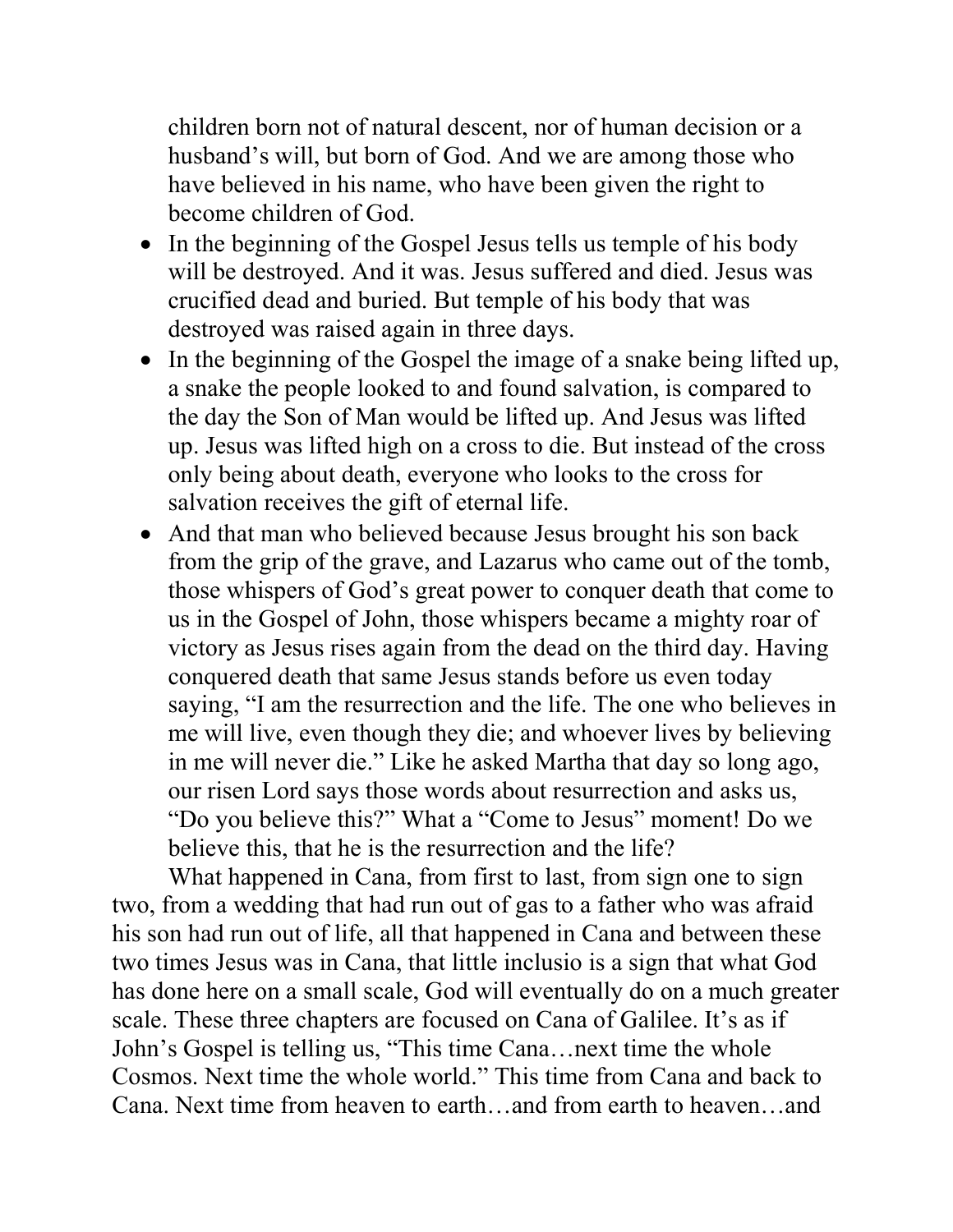children born not of natural descent, nor of human decision or a husband's will, but born of God. And we are among those who have believed in his name, who have been given the right to become children of God.

- In the beginning of the Gospel Jesus tells us temple of his body will be destroyed. And it was. Jesus suffered and died. Jesus was crucified dead and buried. But temple of his body that was destroyed was raised again in three days.
- In the beginning of the Gospel the image of a snake being lifted up, a snake the people looked to and found salvation, is compared to the day the Son of Man would be lifted up. And Jesus was lifted up. Jesus was lifted high on a cross to die. But instead of the cross only being about death, everyone who looks to the cross for salvation receives the gift of eternal life.
- And that man who believed because Jesus brought his son back from the grip of the grave, and Lazarus who came out of the tomb, those whispers of God's great power to conquer death that come to us in the Gospel of John, those whispers became a mighty roar of victory as Jesus rises again from the dead on the third day. Having conquered death that same Jesus stands before us even today saying, "I am the resurrection and the life. The one who believes in me will live, even though they die; and whoever lives by believing in me will never die." Like he asked Martha that day so long ago, our risen Lord says those words about resurrection and asks us, "Do you believe this?" What a "Come to Jesus" moment! Do we believe this, that he is the resurrection and the life?

What happened in Cana, from first to last, from sign one to sign two, from a wedding that had run out of gas to a father who was afraid his son had run out of life, all that happened in Cana and between these two times Jesus was in Cana, that little inclusio is a sign that what God has done here on a small scale, God will eventually do on a much greater scale. These three chapters are focused on Cana of Galilee. It's as if John's Gospel is telling us, "This time Cana…next time the whole Cosmos. Next time the whole world." This time from Cana and back to Cana. Next time from heaven to earth…and from earth to heaven…and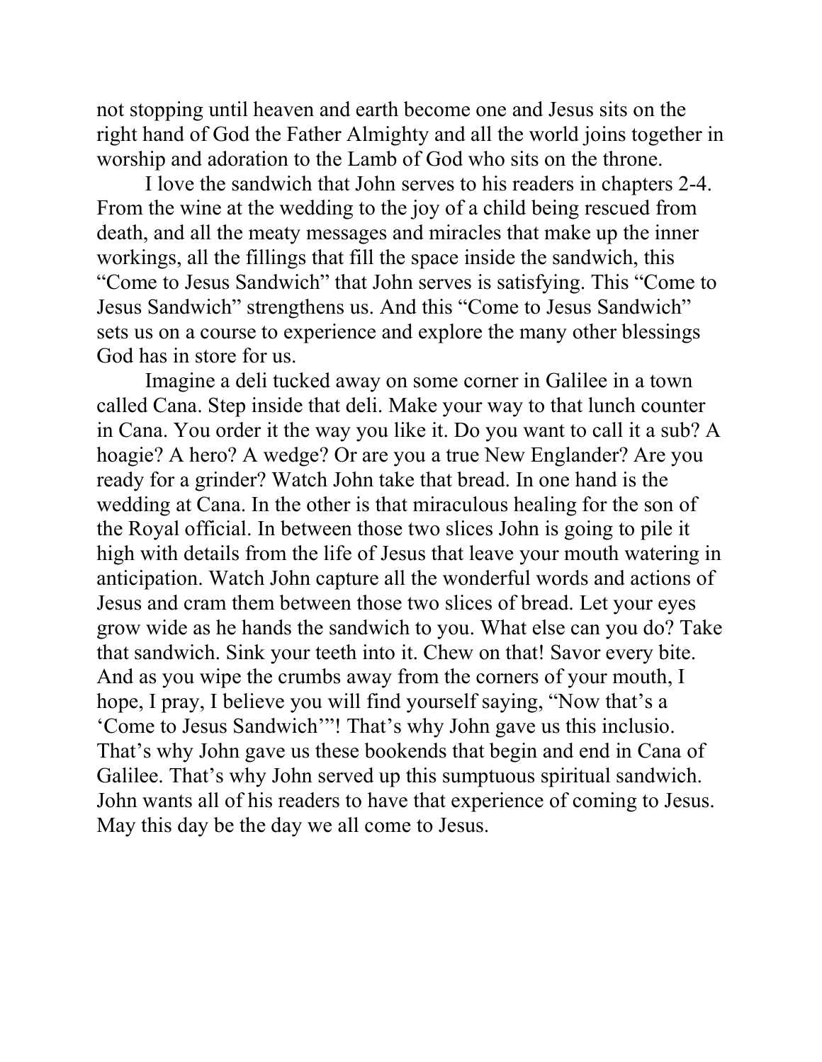not stopping until heaven and earth become one and Jesus sits on the right hand of God the Father Almighty and all the world joins together in worship and adoration to the Lamb of God who sits on the throne.

I love the sandwich that John serves to his readers in chapters 2-4. From the wine at the wedding to the joy of a child being rescued from death, and all the meaty messages and miracles that make up the inner workings, all the fillings that fill the space inside the sandwich, this "Come to Jesus Sandwich" that John serves is satisfying. This "Come to Jesus Sandwich" strengthens us. And this "Come to Jesus Sandwich" sets us on a course to experience and explore the many other blessings God has in store for us.

Imagine a deli tucked away on some corner in Galilee in a town called Cana. Step inside that deli. Make your way to that lunch counter in Cana. You order it the way you like it. Do you want to call it a sub? A hoagie? A hero? A wedge? Or are you a true New Englander? Are you ready for a grinder? Watch John take that bread. In one hand is the wedding at Cana. In the other is that miraculous healing for the son of the Royal official. In between those two slices John is going to pile it high with details from the life of Jesus that leave your mouth watering in anticipation. Watch John capture all the wonderful words and actions of Jesus and cram them between those two slices of bread. Let your eyes grow wide as he hands the sandwich to you. What else can you do? Take that sandwich. Sink your teeth into it. Chew on that! Savor every bite. And as you wipe the crumbs away from the corners of your mouth, I hope, I pray, I believe you will find yourself saying, "Now that's a 'Come to Jesus Sandwich'"! That's why John gave us this inclusio. That's why John gave us these bookends that begin and end in Cana of Galilee. That's why John served up this sumptuous spiritual sandwich. John wants all of his readers to have that experience of coming to Jesus. May this day be the day we all come to Jesus.